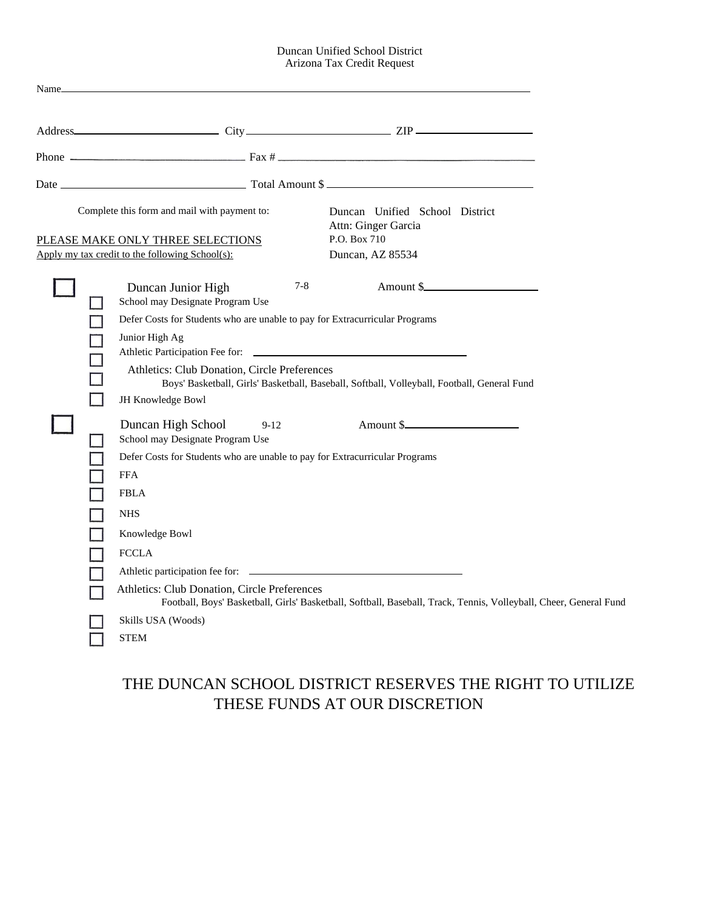Duncan Unified School District
Arizona Tax Credit Request

Name ____________________________________________

Address ________________ City ________________ ZIP ____________

Phone ____________________ Fax # ____________________________

Date ____________________ Total Amount $ ____________________

Complete this form and mail with payment to:

Duncan Unified School District
Attn: Ginger Garcia
P.O. Box 710
Duncan, AZ 85534

PLEASE MAKE ONLY THREE SELECTIONS

Apply my tax credit to the following School(s):

☐ **Duncan Junior High** 7-8 Amount $ ____________

- ☐ School may Designate Program Use
- ☐ Defer Costs for Students who are unable to pay for Extracurricular Programs
- ☐ Junior High Ag
- ☐ Athletic Participation Fee for: ____________________
- ☐ Athletics: Club Donation, Circle Preferences
  Boys' Basketball, Girls' Basketball, Baseball, Softball, Volleyball, Football, General Fund
- ☐ JH Knowledge Bowl

☐ **Duncan High School** 9-12 Amount $ ____________

- ☐ School may Designate Program Use
- ☐ Defer Costs for Students who are unable to pay for Extracurricular Programs
- ☐ FFA
- ☐ FBLA
- ☐ NHS
- ☐ Knowledge Bowl
- ☐ FCCLA
- ☐ Athletic participation fee for: ____________________
- ☐ Athletics: Club Donation, Circle Preferences
  Football, Boys' Basketball, Girls' Basketball, Softball, Baseball, Track, Tennis, Volleyball, Cheer, General Fund
- ☐ Skills USA (Woods)
- ☐ STEM

THE DUNCAN SCHOOL DISTRICT RESERVES THE RIGHT TO UTILIZE THESE FUNDS AT OUR DISCRETION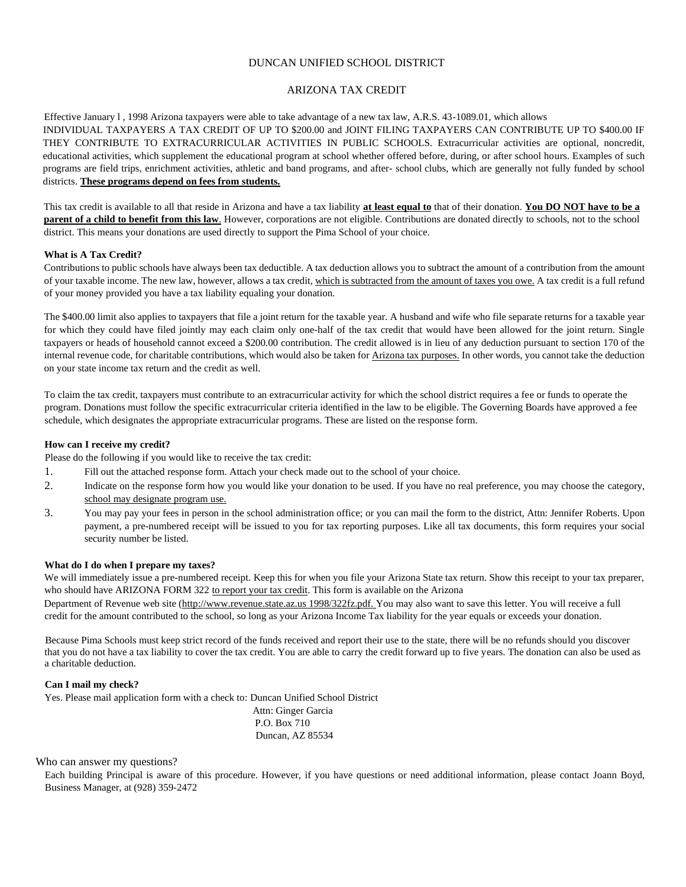# DUNCAN UNIFIED SCHOOL DISTRICT

## ARIZONA TAX CREDIT

Effective January l , 1998 Arizona taxpayers were able to take advantage of a new tax law, A.R.S. 43-1089.01, which allows INDIVIDUAL TAXPAYERS A TAX CREDIT OF UP TO $200.00 and JOINT FILING TAXPAYERS CAN CONTRIBUTE UP TO $400.00 IF THEY CONTRIBUTE TO EXTRACURRICULAR ACTIVITIES IN PUBLIC SCHOOLS. Extracurricular activities are optional, noncredit, educational activities, which supplement the educational program at school whether offered before, during, or after school hours. Examples of such programs are field trips, enrichment activities, athletic and band programs, and after- school clubs, which are generally not fully funded by school districts. **These programs depend on fees from students.**

This tax credit is available to all that reside in Arizona and have a tax liability **at least equal to** that of their donation. **You DO NOT have to be a parent of a child to benefit from this law**. However, corporations are not eligible. Contributions are donated directly to schools, not to the school district. This means your donations are used directly to support the Pima School of your choice.

**What is A Tax Credit?**

Contributions to public schools have always been tax deductible. A tax deduction allows you to subtract the amount of a contribution from the amount of your taxable income. The new law, however, allows a tax credit, which is subtracted from the amount of taxes you owe. A tax credit is a full refund of your money provided you have a tax liability equaling your donation.

The $400.00 limit also applies to taxpayers that file a joint return for the taxable year. A husband and wife who file separate returns for a taxable year for which they could have filed jointly may each claim only one-half of the tax credit that would have been allowed for the joint return. Single taxpayers or heads of household cannot exceed a $200.00 contribution. The credit allowed is in lieu of any deduction pursuant to section 170 of the internal revenue code, for charitable contributions, which would also be taken for Arizona tax purposes. In other words, you cannot take the deduction on your state income tax return and the credit as well.

To claim the tax credit, taxpayers must contribute to an extracurricular activity for which the school district requires a fee or funds to operate the program. Donations must follow the specific extracurricular criteria identified in the law to be eligible. The Governing Boards have approved a fee schedule, which designates the appropriate extracurricular programs. These are listed on the response form.

**How can I receive my credit?**

Please do the following if you would like to receive the tax credit:

1. Fill out the attached response form. Attach your check made out to the school of your choice.
2. Indicate on the response form how you would like your donation to be used. If you have no real preference, you may choose the category, school may designate program use.
3. You may pay your fees in person in the school administration office; or you can mail the form to the district, Attn: Jennifer Roberts. Upon payment, a pre-numbered receipt will be issued to you for tax reporting purposes. Like all tax documents, this form requires your social security number be listed.

**What do I do when I prepare my taxes?**

We will immediately issue a pre-numbered receipt. Keep this for when you file your Arizona State tax return. Show this receipt to your tax preparer, who should have ARIZONA FORM 322 to report your tax credit. This form is available on the Arizona Department of Revenue web site (http://www.revenue.state.az.us 1998/322fz.pdf. You may also want to save this letter. You will receive a full credit for the amount contributed to the school, so long as your Arizona Income Tax liability for the year equals or exceeds your donation.

Because Pima Schools must keep strict record of the funds received and report their use to the state, there will be no refunds should you discover that you do not have a tax liability to cover the tax credit. You are able to carry the credit forward up to five years. The donation can also be used as a charitable deduction.

**Can I mail my check?**

Yes. Please mail application form with a check to: Duncan Unified School District
Attn: Ginger Garcia
P.O. Box 710
Duncan, AZ 85534

Who can answer my questions?

Each building Principal is aware of this procedure. However, if you have questions or need additional information, please contact Joann Boyd, Business Manager, at (928) 359-2472